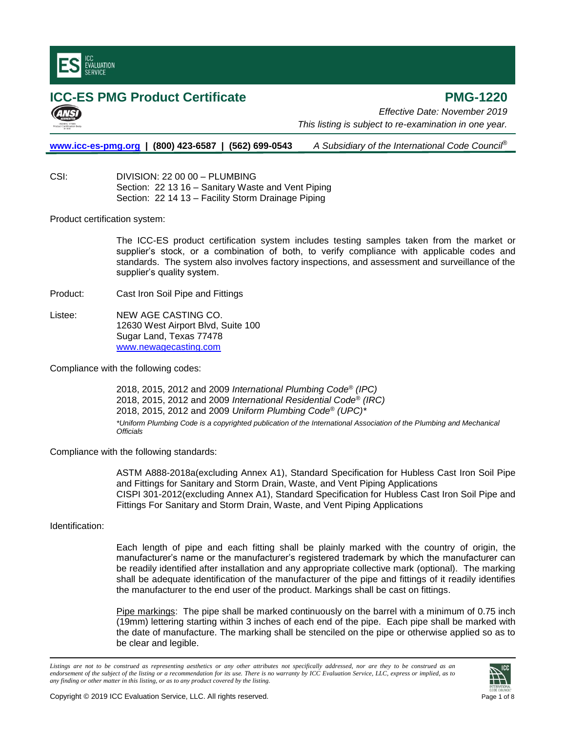ICC EVALUATION SERVICE

# ICC-ES PMG Product Certificate

# PMG-1220

*Effective Date: November 2019*

*This listing is subject to re-examination in one year.*

**www.icc-es-pmg.org | (800) 423-6587 | (562) 699-0543** *A Subsidiary of the International Code Council®*

CSI: DIVISION: 22 00 00 – PLUMBING
Section: 22 13 16 – Sanitary Waste and Vent Piping
Section: 22 14 13 – Facility Storm Drainage Piping

Product certification system:

The ICC-ES product certification system includes testing samples taken from the market or supplier's stock, or a combination of both, to verify compliance with applicable codes and standards. The system also involves factory inspections, and assessment and surveillance of the supplier's quality system.

Product: Cast Iron Soil Pipe and Fittings

Listee: NEW AGE CASTING CO.
12630 West Airport Blvd, Suite 100
Sugar Land, Texas 77478
www.newagecasting.com

Compliance with the following codes:

2018, 2015, 2012 and 2009 *International Plumbing Code® (IPC)*
2018, 2015, 2012 and 2009 *International Residential Code® (IRC)*
2018, 2015, 2012 and 2009 *Uniform Plumbing Code® (UPC)**

**Uniform Plumbing Code is a copyrighted publication of the International Association of the Plumbing and Mechanical Officials*

Compliance with the following standards:

ASTM A888-2018a(excluding Annex A1), Standard Specification for Hubless Cast Iron Soil Pipe and Fittings for Sanitary and Storm Drain, Waste, and Vent Piping Applications
CISPI 301-2012(excluding Annex A1), Standard Specification for Hubless Cast Iron Soil Pipe and Fittings For Sanitary and Storm Drain, Waste, and Vent Piping Applications

Identification:

Each length of pipe and each fitting shall be plainly marked with the country of origin, the manufacturer's name or the manufacturer's registered trademark by which the manufacturer can be readily identified after installation and any appropriate collective mark (optional). The marking shall be adequate identification of the manufacturer of the pipe and fittings of it readily identifies the manufacturer to the end user of the product. Markings shall be cast on fittings.

Pipe markings: The pipe shall be marked continuously on the barrel with a minimum of 0.75 inch (19mm) lettering starting within 3 inches of each end of the pipe. Each pipe shall be marked with the date of manufacture. The marking shall be stenciled on the pipe or otherwise applied so as to be clear and legible.

*Listings are not to be construed as representing aesthetics or any other attributes not specifically addressed, nor are they to be construed as an endorsement of the subject of the listing or a recommendation for its use. There is no warranty by ICC Evaluation Service, LLC, express or implied, as to any finding or other matter in this listing, or as to any product covered by the listing.*

Copyright © 2019 ICC Evaluation Service, LLC. All rights reserved.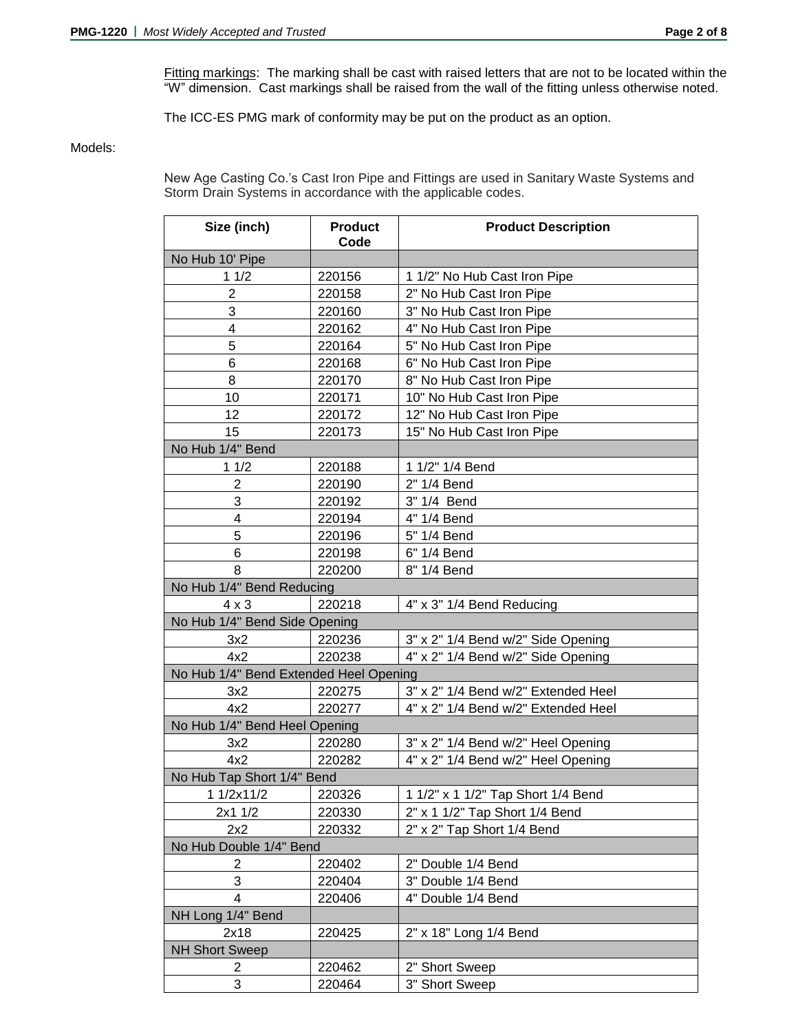Fitting markings: The marking shall be cast with raised letters that are not to be located within the "W" dimension. Cast markings shall be raised from the wall of the fitting unless otherwise noted.

The ICC-ES PMG mark of conformity may be put on the product as an option.

Models:

New Age Casting Co.'s Cast Iron Pipe and Fittings are used in Sanitary Waste Systems and Storm Drain Systems in accordance with the applicable codes.

| Size (inch) | Product Code | Product Description |
|---|---|---|
| No Hub 10' Pipe | | |
| 1 1/2 | 220156 | 1 1/2" No Hub Cast Iron Pipe |
| 2 | 220158 | 2" No Hub Cast Iron Pipe |
| 3 | 220160 | 3" No Hub Cast Iron Pipe |
| 4 | 220162 | 4" No Hub Cast Iron Pipe |
| 5 | 220164 | 5" No Hub Cast Iron Pipe |
| 6 | 220168 | 6" No Hub Cast Iron Pipe |
| 8 | 220170 | 8" No Hub Cast Iron Pipe |
| 10 | 220171 | 10" No Hub Cast Iron Pipe |
| 12 | 220172 | 12" No Hub Cast Iron Pipe |
| 15 | 220173 | 15" No Hub Cast Iron Pipe |
| No Hub 1/4" Bend | | |
| 1 1/2 | 220188 | 1 1/2" 1/4 Bend |
| 2 | 220190 | 2" 1/4 Bend |
| 3 | 220192 | 3" 1/4 Bend |
| 4 | 220194 | 4" 1/4 Bend |
| 5 | 220196 | 5" 1/4 Bend |
| 6 | 220198 | 6" 1/4 Bend |
| 8 | 220200 | 8" 1/4 Bend |
| No Hub 1/4" Bend Reducing | | |
| 4 x 3 | 220218 | 4" x 3" 1/4 Bend Reducing |
| No Hub 1/4" Bend Side Opening | | |
| 3x2 | 220236 | 3" x 2" 1/4 Bend w/2" Side Opening |
| 4x2 | 220238 | 4" x 2" 1/4 Bend w/2" Side Opening |
| No Hub 1/4" Bend Extended Heel Opening | | |
| 3x2 | 220275 | 3" x 2" 1/4 Bend w/2" Extended Heel |
| 4x2 | 220277 | 4" x 2" 1/4 Bend w/2" Extended Heel |
| No Hub 1/4" Bend Heel Opening | | |
| 3x2 | 220280 | 3" x 2" 1/4 Bend w/2" Heel Opening |
| 4x2 | 220282 | 4" x 2" 1/4 Bend w/2" Heel Opening |
| No Hub Tap Short 1/4" Bend | | |
| 1 1/2x11/2 | 220326 | 1 1/2" x 1 1/2" Tap Short 1/4 Bend |
| 2x1 1/2 | 220330 | 2" x 1 1/2" Tap Short 1/4 Bend |
| 2x2 | 220332 | 2" x 2" Tap Short 1/4 Bend |
| No Hub Double 1/4" Bend | | |
| 2 | 220402 | 2" Double 1/4 Bend |
| 3 | 220404 | 3" Double 1/4 Bend |
| 4 | 220406 | 4" Double 1/4 Bend |
| NH Long 1/4" Bend | | |
| 2x18 | 220425 | 2" x 18" Long 1/4 Bend |
| NH Short Sweep | | |
| 2 | 220462 | 2" Short Sweep |
| 3 | 220464 | 3" Short Sweep |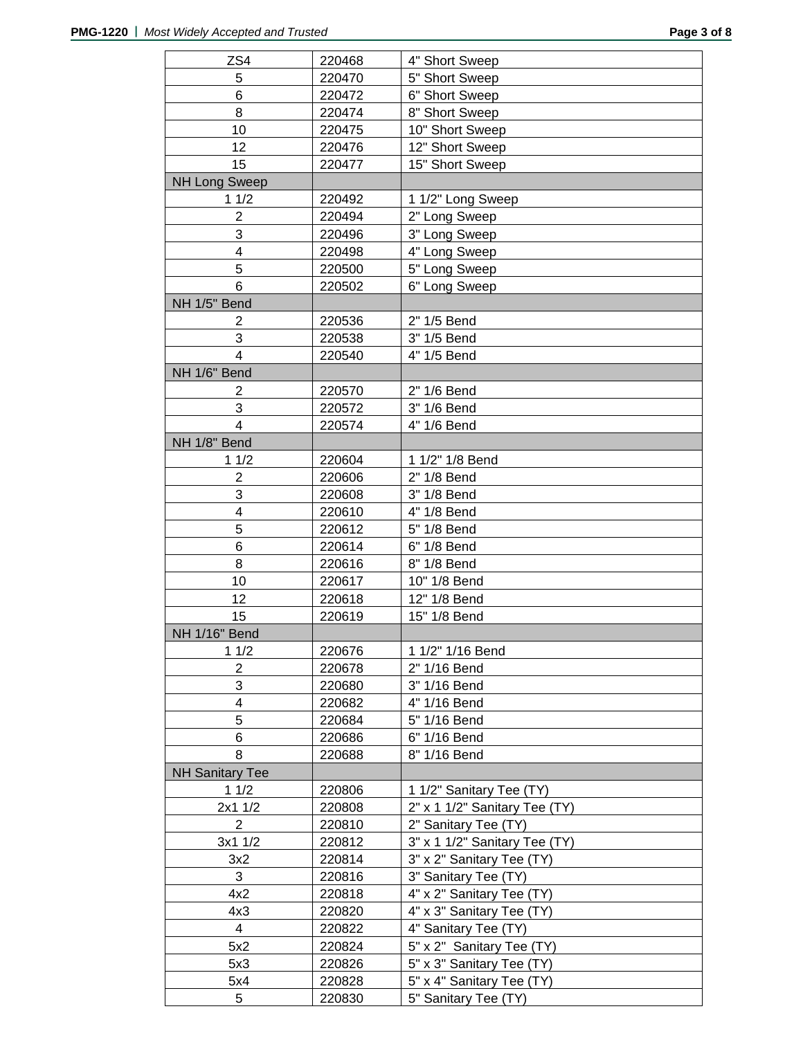| ZS4 | 220468 | 4" Short Sweep |
|---|---|---|
| 5 | 220470 | 5" Short Sweep |
| 6 | 220472 | 6" Short Sweep |
| 8 | 220474 | 8" Short Sweep |
| 10 | 220475 | 10" Short Sweep |
| 12 | 220476 | 12" Short Sweep |
| 15 | 220477 | 15" Short Sweep |
| NH Long Sweep | | |
| 1 1/2 | 220492 | 1 1/2" Long Sweep |
| 2 | 220494 | 2" Long Sweep |
| 3 | 220496 | 3" Long Sweep |
| 4 | 220498 | 4" Long Sweep |
| 5 | 220500 | 5" Long Sweep |
| 6 | 220502 | 6" Long Sweep |
| NH 1/5" Bend | | |
| 2 | 220536 | 2" 1/5 Bend |
| 3 | 220538 | 3" 1/5 Bend |
| 4 | 220540 | 4" 1/5 Bend |
| NH 1/6" Bend | | |
| 2 | 220570 | 2" 1/6 Bend |
| 3 | 220572 | 3" 1/6 Bend |
| 4 | 220574 | 4" 1/6 Bend |
| NH 1/8" Bend | | |
| 1 1/2 | 220604 | 1 1/2" 1/8 Bend |
| 2 | 220606 | 2" 1/8 Bend |
| 3 | 220608 | 3" 1/8 Bend |
| 4 | 220610 | 4" 1/8 Bend |
| 5 | 220612 | 5" 1/8 Bend |
| 6 | 220614 | 6" 1/8 Bend |
| 8 | 220616 | 8" 1/8 Bend |
| 10 | 220617 | 10" 1/8 Bend |
| 12 | 220618 | 12" 1/8 Bend |
| 15 | 220619 | 15" 1/8 Bend |
| NH 1/16" Bend | | |
| 1 1/2 | 220676 | 1 1/2" 1/16 Bend |
| 2 | 220678 | 2" 1/16 Bend |
| 3 | 220680 | 3" 1/16 Bend |
| 4 | 220682 | 4" 1/16 Bend |
| 5 | 220684 | 5" 1/16 Bend |
| 6 | 220686 | 6" 1/16 Bend |
| 8 | 220688 | 8" 1/16 Bend |
| NH Sanitary Tee | | |
| 1 1/2 | 220806 | 1 1/2" Sanitary Tee (TY) |
| 2x1 1/2 | 220808 | 2" x 1 1/2" Sanitary Tee (TY) |
| 2 | 220810 | 2" Sanitary Tee (TY) |
| 3x1 1/2 | 220812 | 3" x 1 1/2" Sanitary Tee (TY) |
| 3x2 | 220814 | 3" x 2" Sanitary Tee (TY) |
| 3 | 220816 | 3" Sanitary Tee (TY) |
| 4x2 | 220818 | 4" x 2" Sanitary Tee (TY) |
| 4x3 | 220820 | 4" x 3" Sanitary Tee (TY) |
| 4 | 220822 | 4" Sanitary Tee (TY) |
| 5x2 | 220824 | 5" x 2" Sanitary Tee (TY) |
| 5x3 | 220826 | 5" x 3" Sanitary Tee (TY) |
| 5x4 | 220828 | 5" x 4" Sanitary Tee (TY) |
| 5 | 220830 | 5" Sanitary Tee (TY) |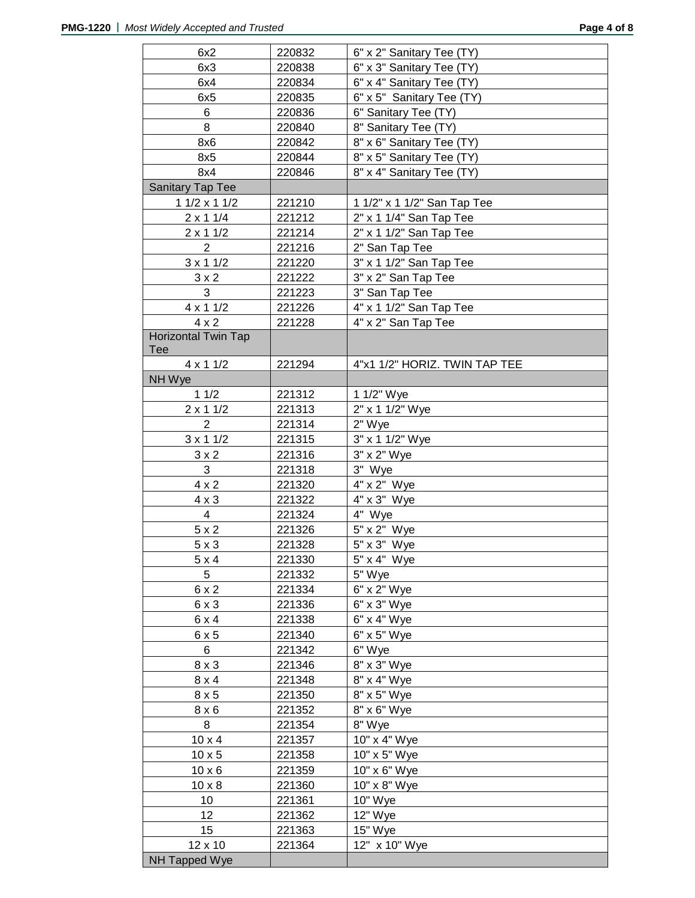| | | |
|---|---|---|
| 6x2 | 220832 | 6" x 2" Sanitary Tee (TY) |
| 6x3 | 220838 | 6" x 3" Sanitary Tee (TY) |
| 6x4 | 220834 | 6" x 4" Sanitary Tee (TY) |
| 6x5 | 220835 | 6" x 5"  Sanitary Tee (TY) |
| 6 | 220836 | 6" Sanitary Tee (TY) |
| 8 | 220840 | 8" Sanitary Tee (TY) |
| 8x6 | 220842 | 8" x 6" Sanitary Tee (TY) |
| 8x5 | 220844 | 8" x 5" Sanitary Tee (TY) |
| 8x4 | 220846 | 8" x 4" Sanitary Tee (TY) |
| Sanitary Tap Tee | | |
| 1 1/2 x 1 1/2 | 221210 | 1 1/2" x 1 1/2" San Tap Tee |
| 2 x 1 1/4 | 221212 | 2" x 1 1/4" San Tap Tee |
| 2 x 1 1/2 | 221214 | 2" x 1 1/2" San Tap Tee |
| 2 | 221216 | 2" San Tap Tee |
| 3 x 1 1/2 | 221220 | 3" x 1 1/2" San Tap Tee |
| 3 x 2 | 221222 | 3" x 2" San Tap Tee |
| 3 | 221223 | 3" San Tap Tee |
| 4 x 1 1/2 | 221226 | 4" x 1 1/2" San Tap Tee |
| 4 x 2 | 221228 | 4" x 2" San Tap Tee |
| Horizontal Twin Tap Tee | | |
| 4 x 1 1/2 | 221294 | 4"x1 1/2" HORIZ. TWIN TAP TEE |
| NH Wye | | |
| 1 1/2 | 221312 | 1 1/2" Wye |
| 2 x 1 1/2 | 221313 | 2" x 1 1/2" Wye |
| 2 | 221314 | 2" Wye |
| 3 x 1 1/2 | 221315 | 3" x 1 1/2" Wye |
| 3 x 2 | 221316 | 3" x 2" Wye |
| 3 | 221318 | 3"  Wye |
| 4 x 2 | 221320 | 4" x 2"  Wye |
| 4 x 3 | 221322 | 4" x 3"  Wye |
| 4 | 221324 | 4"  Wye |
| 5 x 2 | 221326 | 5" x 2"  Wye |
| 5 x 3 | 221328 | 5" x 3"  Wye |
| 5 x 4 | 221330 | 5" x 4"  Wye |
| 5 | 221332 | 5" Wye |
| 6 x 2 | 221334 | 6" x 2" Wye |
| 6 x 3 | 221336 | 6" x 3" Wye |
| 6 x 4 | 221338 | 6" x 4" Wye |
| 6 x 5 | 221340 | 6" x 5" Wye |
| 6 | 221342 | 6" Wye |
| 8 x 3 | 221346 | 8" x 3" Wye |
| 8 x 4 | 221348 | 8" x 4" Wye |
| 8 x 5 | 221350 | 8" x 5" Wye |
| 8 x 6 | 221352 | 8" x 6" Wye |
| 8 | 221354 | 8" Wye |
| 10 x 4 | 221357 | 10" x 4" Wye |
| 10 x 5 | 221358 | 10" x 5" Wye |
| 10 x 6 | 221359 | 10" x 6" Wye |
| 10 x 8 | 221360 | 10" x 8" Wye |
| 10 | 221361 | 10" Wye |
| 12 | 221362 | 12" Wye |
| 15 | 221363 | 15" Wye |
| 12 x 10 | 221364 | 12"  x 10" Wye |
| NH Tapped Wye | | |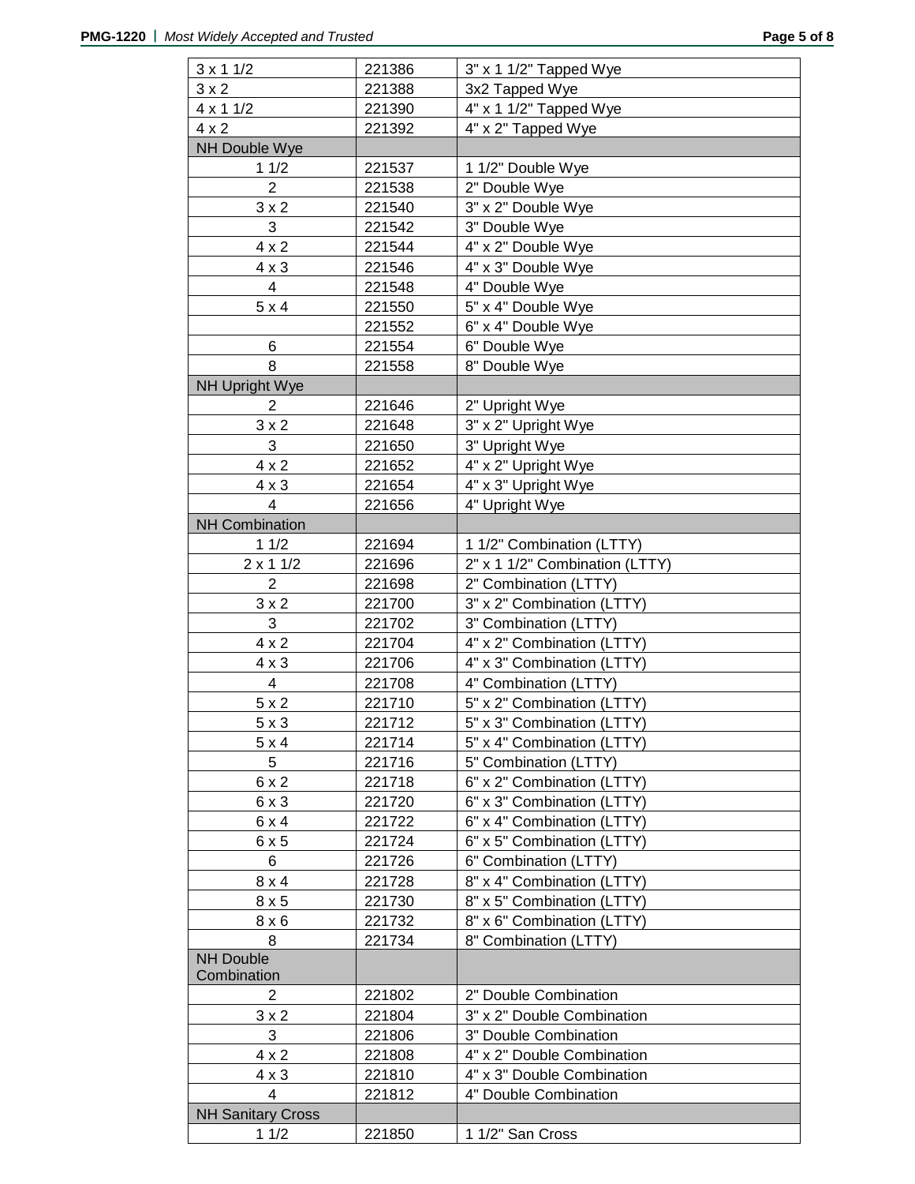| | | |
|---|---|---|
| 3 x 1 1/2 | 221386 | 3" x 1 1/2" Tapped Wye |
| 3 x 2 | 221388 | 3x2 Tapped Wye |
| 4 x 1 1/2 | 221390 | 4" x 1 1/2" Tapped Wye |
| 4 x 2 | 221392 | 4" x 2" Tapped Wye |
| NH Double Wye | | |
| 1 1/2 | 221537 | 1 1/2" Double Wye |
| 2 | 221538 | 2" Double Wye |
| 3 x 2 | 221540 | 3" x 2" Double Wye |
| 3 | 221542 | 3" Double Wye |
| 4 x 2 | 221544 | 4" x 2" Double Wye |
| 4 x 3 | 221546 | 4" x 3" Double Wye |
| 4 | 221548 | 4" Double Wye |
| 5 x 4 | 221550 | 5" x 4" Double Wye |
| | 221552 | 6" x 4" Double Wye |
| 6 | 221554 | 6" Double Wye |
| 8 | 221558 | 8" Double Wye |
| NH Upright Wye | | |
| 2 | 221646 | 2" Upright Wye |
| 3 x 2 | 221648 | 3" x 2" Upright Wye |
| 3 | 221650 | 3" Upright Wye |
| 4 x 2 | 221652 | 4" x 2" Upright Wye |
| 4 x 3 | 221654 | 4" x 3" Upright Wye |
| 4 | 221656 | 4" Upright Wye |
| NH Combination | | |
| 1 1/2 | 221694 | 1 1/2" Combination (LTTY) |
| 2 x 1 1/2 | 221696 | 2" x 1 1/2" Combination (LTTY) |
| 2 | 221698 | 2" Combination (LTTY) |
| 3 x 2 | 221700 | 3" x 2" Combination (LTTY) |
| 3 | 221702 | 3" Combination (LTTY) |
| 4 x 2 | 221704 | 4" x 2" Combination (LTTY) |
| 4 x 3 | 221706 | 4" x 3" Combination (LTTY) |
| 4 | 221708 | 4" Combination (LTTY) |
| 5 x 2 | 221710 | 5" x 2" Combination (LTTY) |
| 5 x 3 | 221712 | 5" x 3" Combination (LTTY) |
| 5 x 4 | 221714 | 5" x 4" Combination (LTTY) |
| 5 | 221716 | 5" Combination (LTTY) |
| 6 x 2 | 221718 | 6" x 2" Combination (LTTY) |
| 6 x 3 | 221720 | 6" x 3" Combination (LTTY) |
| 6 x 4 | 221722 | 6" x 4" Combination (LTTY) |
| 6 x 5 | 221724 | 6" x 5" Combination (LTTY) |
| 6 | 221726 | 6" Combination (LTTY) |
| 8 x 4 | 221728 | 8" x 4" Combination (LTTY) |
| 8 x 5 | 221730 | 8" x 5" Combination (LTTY) |
| 8 x 6 | 221732 | 8" x 6" Combination (LTTY) |
| 8 | 221734 | 8" Combination (LTTY) |
| NH Double Combination | | |
| 2 | 221802 | 2" Double Combination |
| 3 x 2 | 221804 | 3" x 2" Double Combination |
| 3 | 221806 | 3" Double Combination |
| 4 x 2 | 221808 | 4" x 2" Double Combination |
| 4 x 3 | 221810 | 4" x 3" Double Combination |
| 4 | 221812 | 4" Double Combination |
| NH Sanitary Cross | | |
| 1 1/2 | 221850 | 1 1/2" San Cross |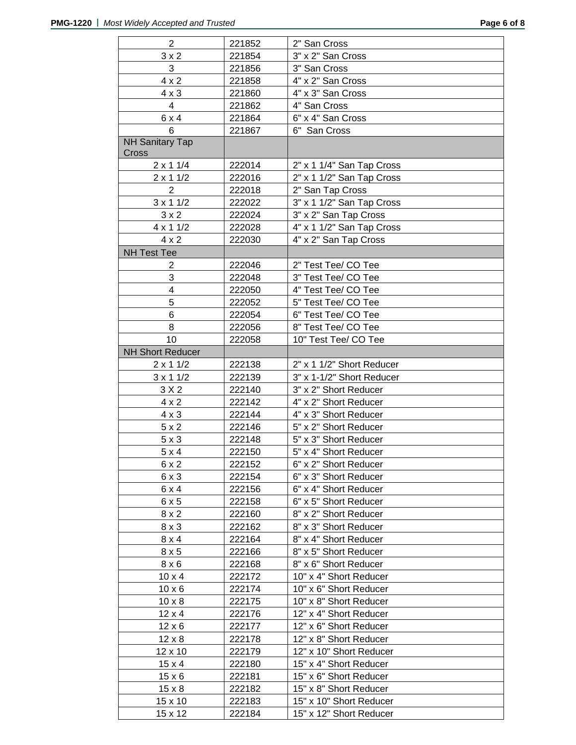| | | |
|---|---|---|
| 2 | 221852 | 2" San Cross |
| 3 x 2 | 221854 | 3" x 2" San Cross |
| 3 | 221856 | 3" San Cross |
| 4 x 2 | 221858 | 4" x 2" San Cross |
| 4 x 3 | 221860 | 4" x 3" San Cross |
| 4 | 221862 | 4" San Cross |
| 6 x 4 | 221864 | 6" x 4" San Cross |
| 6 | 221867 | 6" San Cross |
| NH Sanitary Tap Cross | | |
| 2 x 1 1/4 | 222014 | 2" x 1 1/4" San Tap Cross |
| 2 x 1 1/2 | 222016 | 2" x 1 1/2" San Tap Cross |
| 2 | 222018 | 2" San Tap Cross |
| 3 x 1 1/2 | 222022 | 3" x 1 1/2" San Tap Cross |
| 3 x 2 | 222024 | 3" x 2" San Tap Cross |
| 4 x 1 1/2 | 222028 | 4" x 1 1/2" San Tap Cross |
| 4 x 2 | 222030 | 4" x 2" San Tap Cross |
| NH Test Tee | | |
| 2 | 222046 | 2" Test Tee/ CO Tee |
| 3 | 222048 | 3" Test Tee/ CO Tee |
| 4 | 222050 | 4" Test Tee/ CO Tee |
| 5 | 222052 | 5" Test Tee/ CO Tee |
| 6 | 222054 | 6" Test Tee/ CO Tee |
| 8 | 222056 | 8" Test Tee/ CO Tee |
| 10 | 222058 | 10" Test Tee/ CO Tee |
| NH Short Reducer | | |
| 2 x 1 1/2 | 222138 | 2" x 1 1/2" Short Reducer |
| 3 x 1 1/2 | 222139 | 3" x 1-1/2" Short Reducer |
| 3 X 2 | 222140 | 3" x 2" Short Reducer |
| 4 x 2 | 222142 | 4" x 2" Short Reducer |
| 4 x 3 | 222144 | 4" x 3" Short Reducer |
| 5 x 2 | 222146 | 5" x 2" Short Reducer |
| 5 x 3 | 222148 | 5" x 3" Short Reducer |
| 5 x 4 | 222150 | 5" x 4" Short Reducer |
| 6 x 2 | 222152 | 6" x 2" Short Reducer |
| 6 x 3 | 222154 | 6" x 3" Short Reducer |
| 6 x 4 | 222156 | 6" x 4" Short Reducer |
| 6 x 5 | 222158 | 6" x 5" Short Reducer |
| 8 x 2 | 222160 | 8" x 2" Short Reducer |
| 8 x 3 | 222162 | 8" x 3" Short Reducer |
| 8 x 4 | 222164 | 8" x 4" Short Reducer |
| 8 x 5 | 222166 | 8" x 5" Short Reducer |
| 8 x 6 | 222168 | 8" x 6" Short Reducer |
| 10 x 4 | 222172 | 10" x 4" Short Reducer |
| 10 x 6 | 222174 | 10" x 6" Short Reducer |
| 10 x 8 | 222175 | 10" x 8" Short Reducer |
| 12 x 4 | 222176 | 12" x 4" Short Reducer |
| 12 x 6 | 222177 | 12" x 6" Short Reducer |
| 12 x 8 | 222178 | 12" x 8" Short Reducer |
| 12 x 10 | 222179 | 12" x 10" Short Reducer |
| 15 x 4 | 222180 | 15" x 4" Short Reducer |
| 15 x 6 | 222181 | 15" x 6" Short Reducer |
| 15 x 8 | 222182 | 15" x 8" Short Reducer |
| 15 x 10 | 222183 | 15" x 10" Short Reducer |
| 15 x 12 | 222184 | 15" x 12" Short Reducer |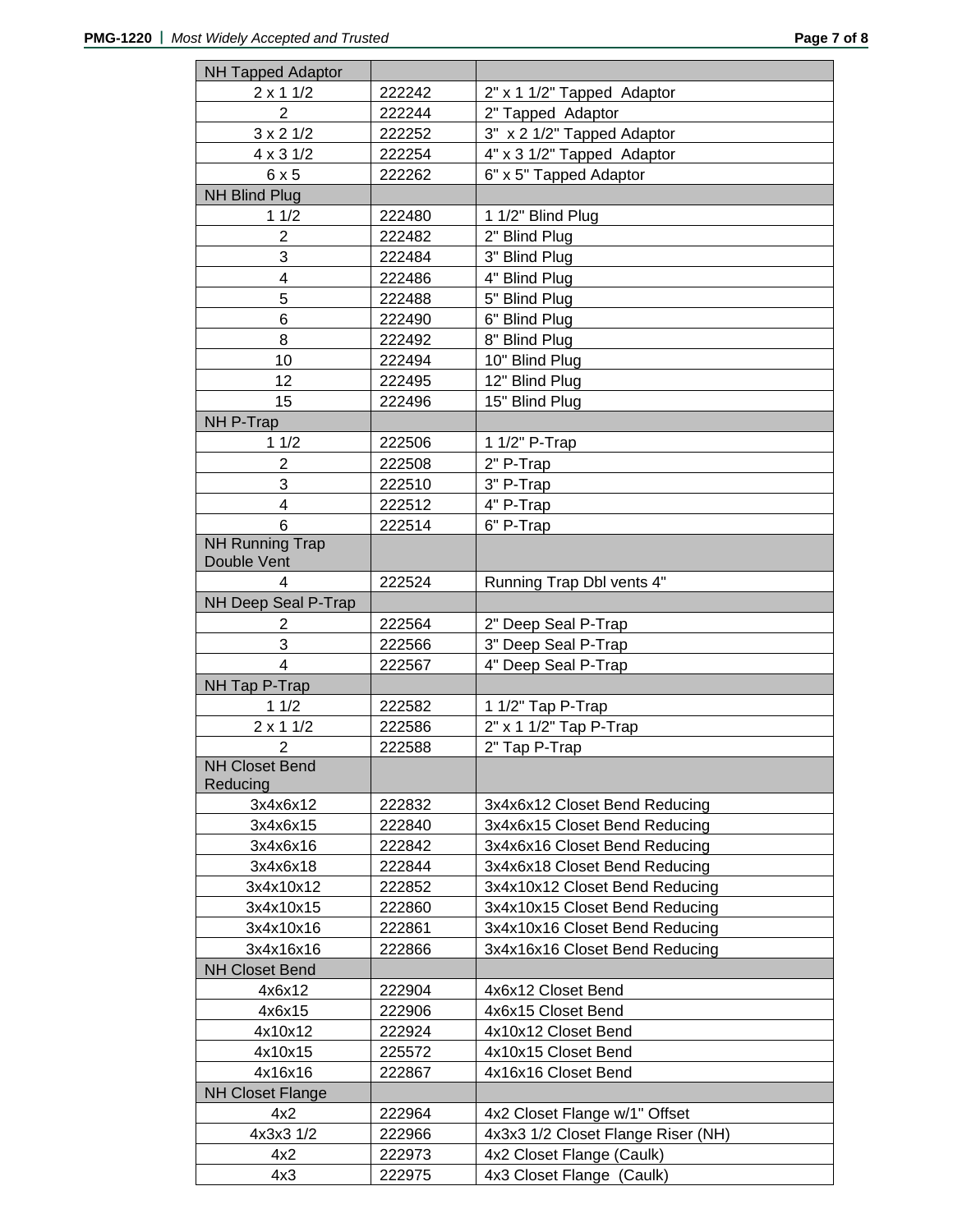| NH Tapped Adaptor | | |
|---|---|---|
| 2 x 1 1/2 | 222242 | 2" x 1 1/2" Tapped Adaptor |
| 2 | 222244 | 2" Tapped Adaptor |
| 3 x 2 1/2 | 222252 | 3" x 2 1/2" Tapped Adaptor |
| 4 x 3 1/2 | 222254 | 4" x 3 1/2" Tapped Adaptor |
| 6 x 5 | 222262 | 6" x 5" Tapped Adaptor |
| NH Blind Plug | | |
| 1 1/2 | 222480 | 1 1/2" Blind Plug |
| 2 | 222482 | 2" Blind Plug |
| 3 | 222484 | 3" Blind Plug |
| 4 | 222486 | 4" Blind Plug |
| 5 | 222488 | 5" Blind Plug |
| 6 | 222490 | 6" Blind Plug |
| 8 | 222492 | 8" Blind Plug |
| 10 | 222494 | 10" Blind Plug |
| 12 | 222495 | 12" Blind Plug |
| 15 | 222496 | 15" Blind Plug |
| NH P-Trap | | |
| 1 1/2 | 222506 | 1 1/2" P-Trap |
| 2 | 222508 | 2" P-Trap |
| 3 | 222510 | 3" P-Trap |
| 4 | 222512 | 4" P-Trap |
| 6 | 222514 | 6" P-Trap |
| NH Running Trap Double Vent | | |
| 4 | 222524 | Running Trap Dbl vents 4" |
| NH Deep Seal P-Trap | | |
| 2 | 222564 | 2" Deep Seal P-Trap |
| 3 | 222566 | 3" Deep Seal P-Trap |
| 4 | 222567 | 4" Deep Seal P-Trap |
| NH Tap P-Trap | | |
| 1 1/2 | 222582 | 1 1/2" Tap P-Trap |
| 2 x 1 1/2 | 222586 | 2" x 1 1/2" Tap P-Trap |
| 2 | 222588 | 2" Tap P-Trap |
| NH Closet Bend Reducing | | |
| 3x4x6x12 | 222832 | 3x4x6x12 Closet Bend Reducing |
| 3x4x6x15 | 222840 | 3x4x6x15 Closet Bend Reducing |
| 3x4x6x16 | 222842 | 3x4x6x16 Closet Bend Reducing |
| 3x4x6x18 | 222844 | 3x4x6x18 Closet Bend Reducing |
| 3x4x10x12 | 222852 | 3x4x10x12 Closet Bend Reducing |
| 3x4x10x15 | 222860 | 3x4x10x15 Closet Bend Reducing |
| 3x4x10x16 | 222861 | 3x4x10x16 Closet Bend Reducing |
| 3x4x16x16 | 222866 | 3x4x16x16 Closet Bend Reducing |
| NH Closet Bend | | |
| 4x6x12 | 222904 | 4x6x12 Closet Bend |
| 4x6x15 | 222906 | 4x6x15 Closet Bend |
| 4x10x12 | 222924 | 4x10x12 Closet Bend |
| 4x10x15 | 225572 | 4x10x15 Closet Bend |
| 4x16x16 | 222867 | 4x16x16 Closet Bend |
| NH Closet Flange | | |
| 4x2 | 222964 | 4x2 Closet Flange w/1" Offset |
| 4x3x3 1/2 | 222966 | 4x3x3 1/2 Closet Flange Riser (NH) |
| 4x2 | 222973 | 4x2 Closet Flange (Caulk) |
| 4x3 | 222975 | 4x3 Closet Flange (Caulk) |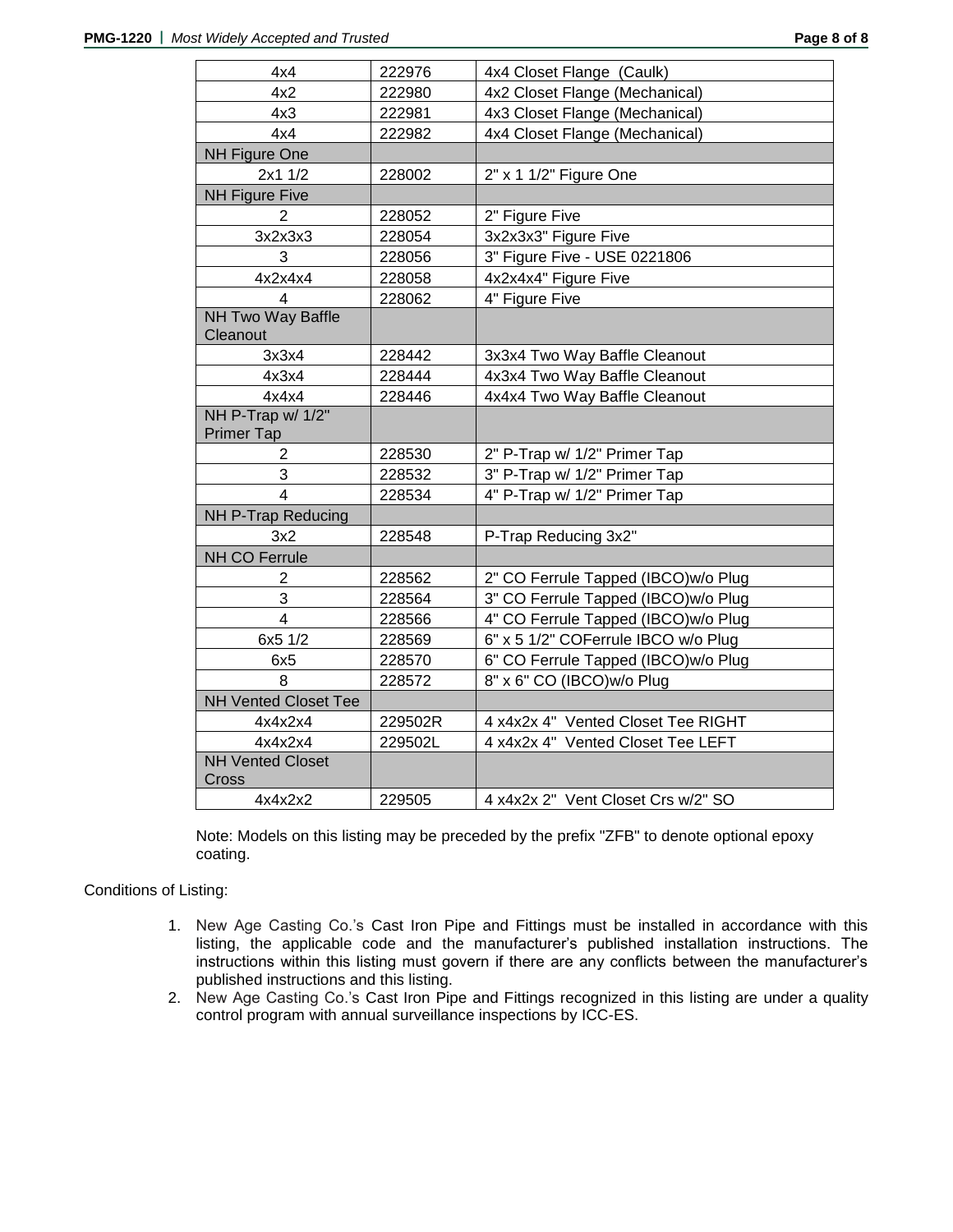| | | |
|---|---|---|
| 4x4 | 222976 | 4x4 Closet Flange (Caulk) |
| 4x2 | 222980 | 4x2 Closet Flange (Mechanical) |
| 4x3 | 222981 | 4x3 Closet Flange (Mechanical) |
| 4x4 | 222982 | 4x4 Closet Flange (Mechanical) |
| NH Figure One | | |
| 2x1 1/2 | 228002 | 2" x 1 1/2" Figure One |
| NH Figure Five | | |
| 2 | 228052 | 2" Figure Five |
| 3x2x3x3 | 228054 | 3x2x3x3" Figure Five |
| 3 | 228056 | 3" Figure Five - USE 0221806 |
| 4x2x4x4 | 228058 | 4x2x4x4" Figure Five |
| 4 | 228062 | 4" Figure Five |
| NH Two Way Baffle Cleanout | | |
| 3x3x4 | 228442 | 3x3x4 Two Way Baffle Cleanout |
| 4x3x4 | 228444 | 4x3x4 Two Way Baffle Cleanout |
| 4x4x4 | 228446 | 4x4x4 Two Way Baffle Cleanout |
| NH P-Trap w/ 1/2" Primer Tap | | |
| 2 | 228530 | 2" P-Trap w/ 1/2" Primer Tap |
| 3 | 228532 | 3" P-Trap w/ 1/2" Primer Tap |
| 4 | 228534 | 4" P-Trap w/ 1/2" Primer Tap |
| NH P-Trap Reducing | | |
| 3x2 | 228548 | P-Trap Reducing 3x2" |
| NH CO Ferrule | | |
| 2 | 228562 | 2" CO Ferrule Tapped (IBCO)w/o Plug |
| 3 | 228564 | 3" CO Ferrule Tapped (IBCO)w/o Plug |
| 4 | 228566 | 4" CO Ferrule Tapped (IBCO)w/o Plug |
| 6x5 1/2 | 228569 | 6" x 5 1/2" COFerrule IBCO w/o Plug |
| 6x5 | 228570 | 6" CO Ferrule Tapped (IBCO)w/o Plug |
| 8 | 228572 | 8" x 6" CO (IBCO)w/o Plug |
| NH Vented Closet Tee | | |
| 4x4x2x4 | 229502R | 4 x4x2x 4" Vented Closet Tee RIGHT |
| 4x4x2x4 | 229502L | 4 x4x2x 4" Vented Closet Tee LEFT |
| NH Vented Closet Cross | | |
| 4x4x2x2 | 229505 | 4 x4x2x 2" Vent Closet Crs w/2" SO |

Note: Models on this listing may be preceded by the prefix "ZFB" to denote optional epoxy coating.

Conditions of Listing:

1. New Age Casting Co.'s Cast Iron Pipe and Fittings must be installed in accordance with this listing, the applicable code and the manufacturer's published installation instructions. The instructions within this listing must govern if there are any conflicts between the manufacturer's published instructions and this listing.
2. New Age Casting Co.'s Cast Iron Pipe and Fittings recognized in this listing are under a quality control program with annual surveillance inspections by ICC-ES.